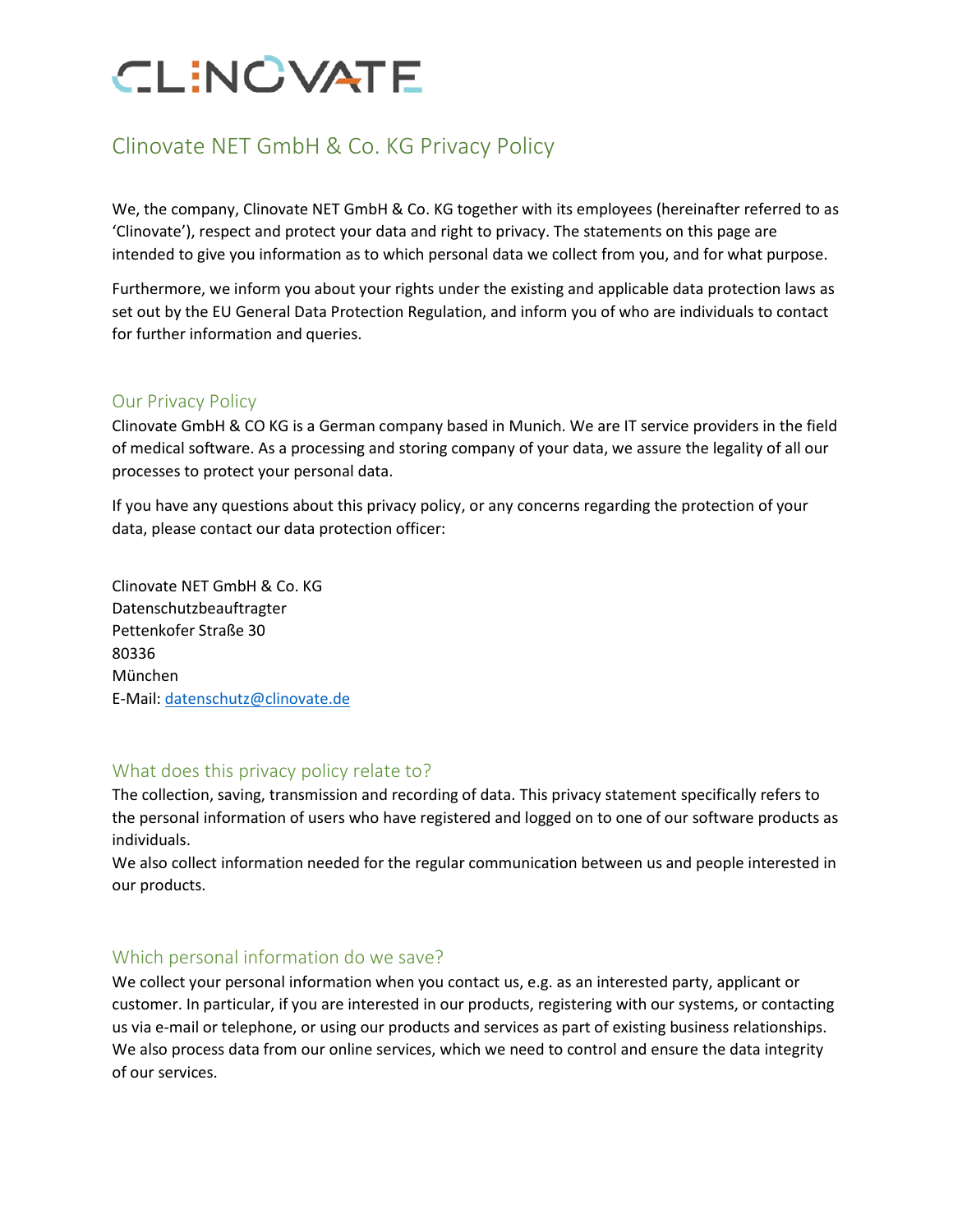# CLINOVATE

## Clinovate NET GmbH & Co. KG Privacy Policy

We, the company, Clinovate NET GmbH & Co. KG together with its employees (hereinafter referred to as 'Clinovate'), respect and protect your data and right to privacy. The statements on this page are intended to give you information as to which personal data we collect from you, and for what purpose.

Furthermore, we inform you about your rights under the existing and applicable data protection laws as set out by the EU General Data Protection Regulation, and inform you of who are individuals to contact for further information and queries.

### Our Privacy Policy

Clinovate GmbH & CO KG is a German company based in Munich. We are IT service providers in the field of medical software. As a processing and storing company of your data, we assure the legality of all our processes to protect your personal data.

If you have any questions about this privacy policy, or any concerns regarding the protection of your data, please contact our data protection officer:

Clinovate NET GmbH & Co. KG
Datenschutzbeauftragter
Pettenkofer Straße 30
80336
München
E-Mail: datenschutz@clinovate.de

### What does this privacy policy relate to?

The collection, saving, transmission and recording of data. This privacy statement specifically refers to the personal information of users who have registered and logged on to one of our software products as individuals.
We also collect information needed for the regular communication between us and people interested in our products.

### Which personal information do we save?

We collect your personal information when you contact us, e.g. as an interested party, applicant or customer. In particular, if you are interested in our products, registering with our systems, or contacting us via e-mail or telephone, or using our products and services as part of existing business relationships. We also process data from our online services, which we need to control and ensure the data integrity of our services.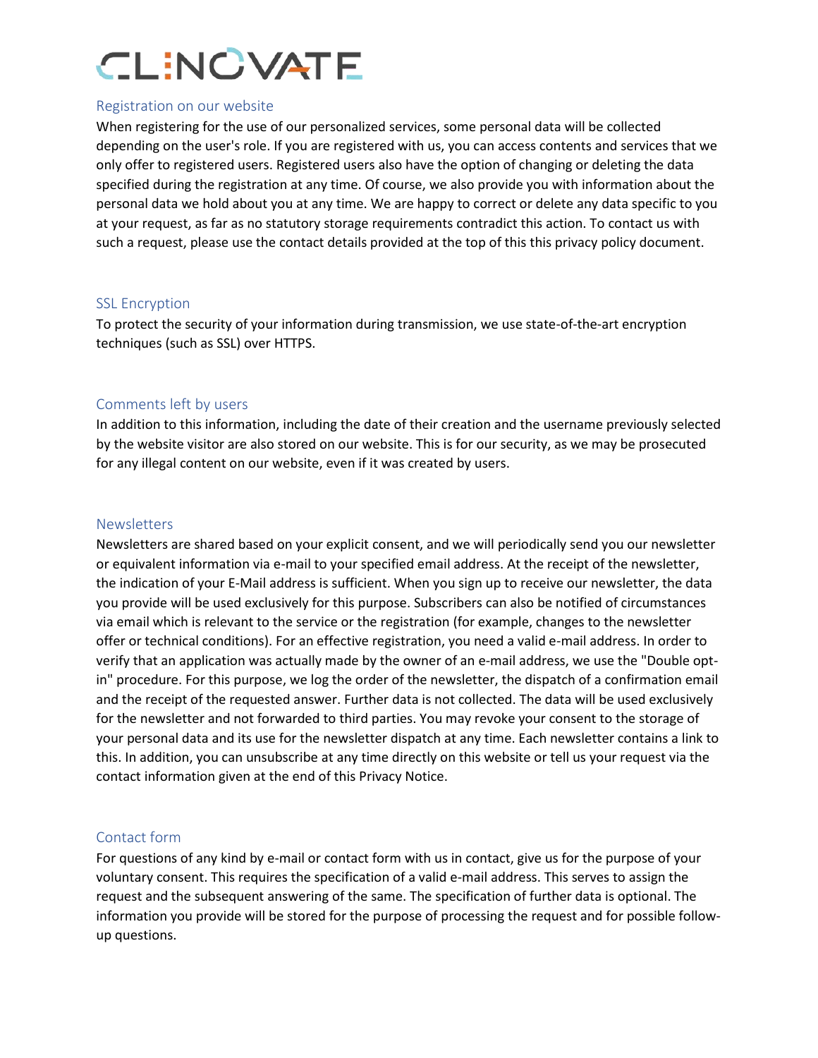## Registration on our website

When registering for the use of our personalized services, some personal data will be collected depending on the user's role. If you are registered with us, you can access contents and services that we only offer to registered users. Registered users also have the option of changing or deleting the data specified during the registration at any time. Of course, we also provide you with information about the personal data we hold about you at any time. We are happy to correct or delete any data specific to you at your request, as far as no statutory storage requirements contradict this action. To contact us with such a request, please use the contact details provided at the top of this this privacy policy document.

## SSL Encryption

To protect the security of your information during transmission, we use state-of-the-art encryption techniques (such as SSL) over HTTPS.

## Comments left by users

In addition to this information, including the date of their creation and the username previously selected by the website visitor are also stored on our website. This is for our security, as we may be prosecuted for any illegal content on our website, even if it was created by users.

## Newsletters

Newsletters are shared based on your explicit consent, and we will periodically send you our newsletter or equivalent information via e-mail to your specified email address. At the receipt of the newsletter, the indication of your E-Mail address is sufficient. When you sign up to receive our newsletter, the data you provide will be used exclusively for this purpose. Subscribers can also be notified of circumstances via email which is relevant to the service or the registration (for example, changes to the newsletter offer or technical conditions). For an effective registration, you need a valid e-mail address. In order to verify that an application was actually made by the owner of an e-mail address, we use the "Double opt-in" procedure. For this purpose, we log the order of the newsletter, the dispatch of a confirmation email and the receipt of the requested answer. Further data is not collected. The data will be used exclusively for the newsletter and not forwarded to third parties. You may revoke your consent to the storage of your personal data and its use for the newsletter dispatch at any time. Each newsletter contains a link to this. In addition, you can unsubscribe at any time directly on this website or tell us your request via the contact information given at the end of this Privacy Notice.

## Contact form

For questions of any kind by e-mail or contact form with us in contact, give us for the purpose of your voluntary consent. This requires the specification of a valid e-mail address. This serves to assign the request and the subsequent answering of the same. The specification of further data is optional. The information you provide will be stored for the purpose of processing the request and for possible follow-up questions.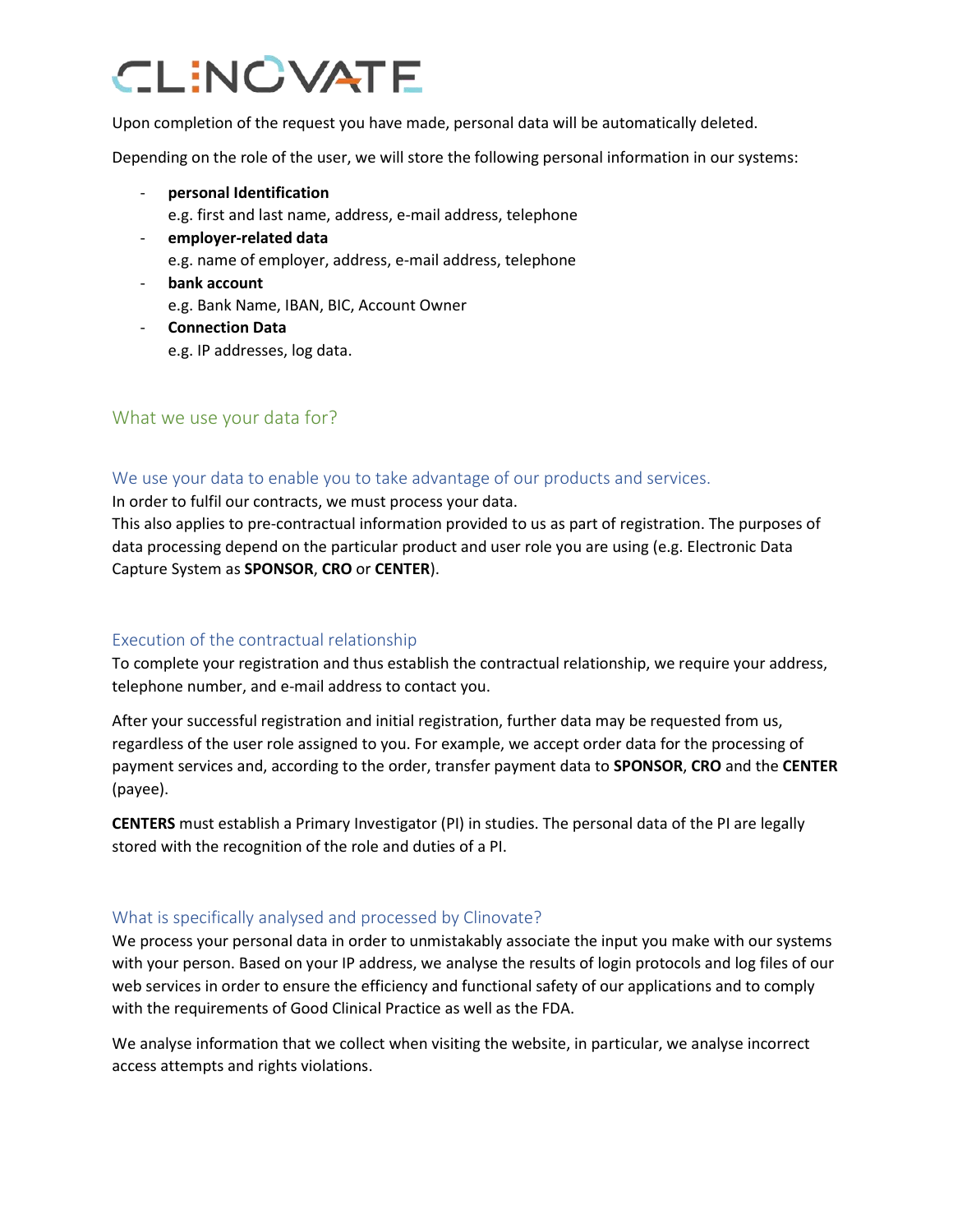Upon completion of the request you have made, personal data will be automatically deleted.

Depending on the role of the user, we will store the following personal information in our systems:

- **personal Identification**
  e.g. first and last name, address, e-mail address, telephone
- **employer-related data**
  e.g. name of employer, address, e-mail address, telephone
- **bank account**
  e.g. Bank Name, IBAN, BIC, Account Owner
- **Connection Data**
  e.g. IP addresses, log data.

## What we use your data for?

### We use your data to enable you to take advantage of our products and services.

In order to fulfil our contracts, we must process your data.
This also applies to pre-contractual information provided to us as part of registration. The purposes of data processing depend on the particular product and user role you are using (e.g. Electronic Data Capture System as **SPONSOR**, **CRO** or **CENTER**).

### Execution of the contractual relationship

To complete your registration and thus establish the contractual relationship, we require your address, telephone number, and e-mail address to contact you.

After your successful registration and initial registration, further data may be requested from us, regardless of the user role assigned to you. For example, we accept order data for the processing of payment services and, according to the order, transfer payment data to **SPONSOR**, **CRO** and the **CENTER** (payee).

**CENTERS** must establish a Primary Investigator (PI) in studies. The personal data of the PI are legally stored with the recognition of the role and duties of a PI.

### What is specifically analysed and processed by Clinovate?

We process your personal data in order to unmistakably associate the input you make with our systems with your person. Based on your IP address, we analyse the results of login protocols and log files of our web services in order to ensure the efficiency and functional safety of our applications and to comply with the requirements of Good Clinical Practice as well as the FDA.

We analyse information that we collect when visiting the website, in particular, we analyse incorrect access attempts and rights violations.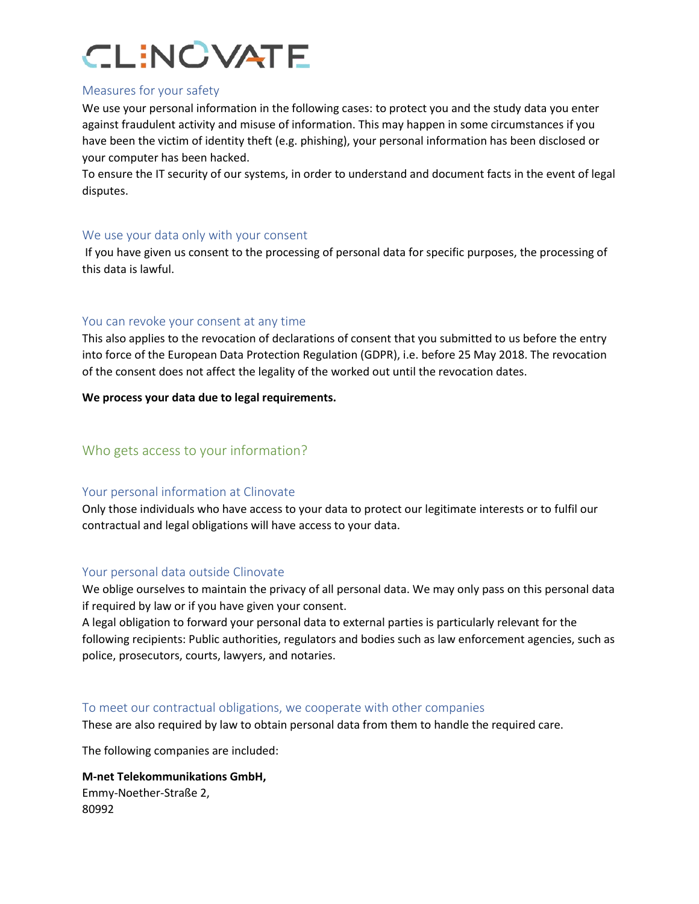### Measures for your safety

We use your personal information in the following cases: to protect you and the study data you enter against fraudulent activity and misuse of information. This may happen in some circumstances if you have been the victim of identity theft (e.g. phishing), your personal information has been disclosed or your computer has been hacked.
To ensure the IT security of our systems, in order to understand and document facts in the event of legal disputes.

### We use your data only with your consent

If you have given us consent to the processing of personal data for specific purposes, the processing of this data is lawful.

### You can revoke your consent at any time

This also applies to the revocation of declarations of consent that you submitted to us before the entry into force of the European Data Protection Regulation (GDPR), i.e. before 25 May 2018. The revocation of the consent does not affect the legality of the worked out until the revocation dates.

**We process your data due to legal requirements.**

## Who gets access to your information?

### Your personal information at Clinovate

Only those individuals who have access to your data to protect our legitimate interests or to fulfil our contractual and legal obligations will have access to your data.

### Your personal data outside Clinovate

We oblige ourselves to maintain the privacy of all personal data. We may only pass on this personal data if required by law or if you have given your consent.
A legal obligation to forward your personal data to external parties is particularly relevant for the following recipients: Public authorities, regulators and bodies such as law enforcement agencies, such as police, prosecutors, courts, lawyers, and notaries.

### To meet our contractual obligations, we cooperate with other companies

These are also required by law to obtain personal data from them to handle the required care.

The following companies are included:

**M-net Telekommunikations GmbH,**
Emmy-Noether-Straße 2,
80992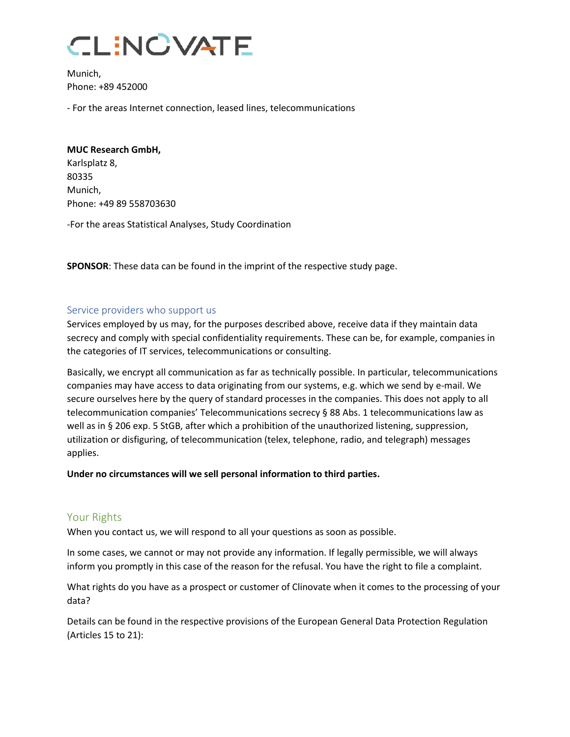Munich,
Phone: +89 452000

- For the areas Internet connection, leased lines, telecommunications

**MUC Research GmbH,**
Karlsplatz 8,
80335
Munich,
Phone: +49 89 558703630

-For the areas Statistical Analyses, Study Coordination

**SPONSOR**: These data can be found in the imprint of the respective study page.

## Service providers who support us

Services employed by us may, for the purposes described above, receive data if they maintain data secrecy and comply with special confidentiality requirements. These can be, for example, companies in the categories of IT services, telecommunications or consulting.

Basically, we encrypt all communication as far as technically possible. In particular, telecommunications companies may have access to data originating from our systems, e.g. which we send by e-mail. We secure ourselves here by the query of standard processes in the companies. This does not apply to all telecommunication companies' Telecommunications secrecy § 88 Abs. 1 telecommunications law as well as in § 206 exp. 5 StGB, after which a prohibition of the unauthorized listening, suppression, utilization or disfiguring, of telecommunication (telex, telephone, radio, and telegraph) messages applies.

**Under no circumstances will we sell personal information to third parties.**

## Your Rights

When you contact us, we will respond to all your questions as soon as possible.

In some cases, we cannot or may not provide any information. If legally permissible, we will always inform you promptly in this case of the reason for the refusal. You have the right to file a complaint.

What rights do you have as a prospect or customer of Clinovate when it comes to the processing of your data?

Details can be found in the respective provisions of the European General Data Protection Regulation (Articles 15 to 21):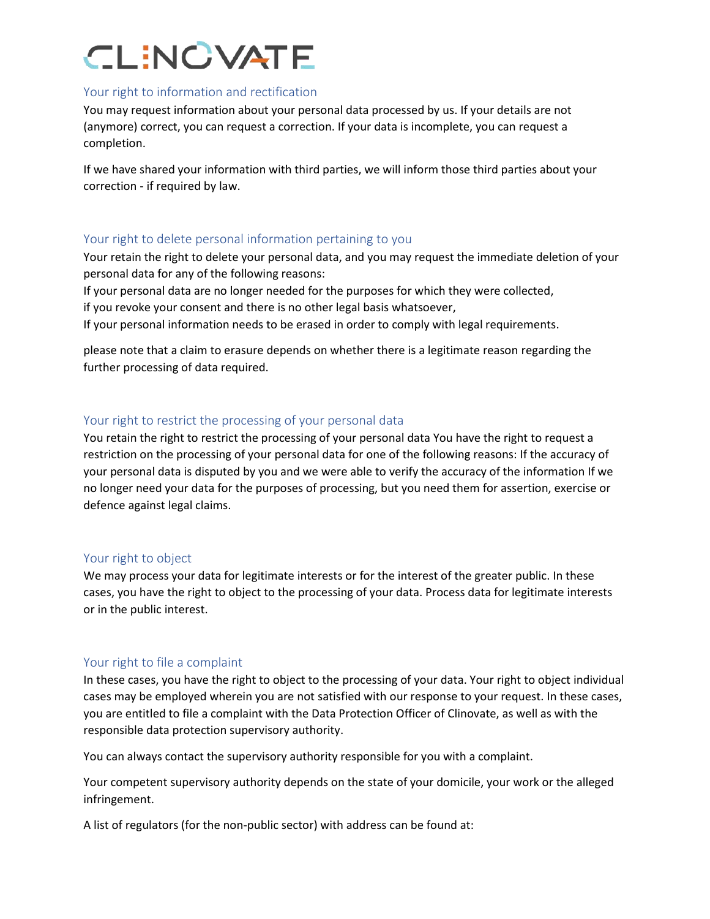## Your right to information and rectification

You may request information about your personal data processed by us. If your details are not (anymore) correct, you can request a correction. If your data is incomplete, you can request a completion.

If we have shared your information with third parties, we will inform those third parties about your correction - if required by law.

## Your right to delete personal information pertaining to you

Your retain the right to delete your personal data, and you may request the immediate deletion of your personal data for any of the following reasons:
If your personal data are no longer needed for the purposes for which they were collected,
if you revoke your consent and there is no other legal basis whatsoever,
If your personal information needs to be erased in order to comply with legal requirements.

please note that a claim to erasure depends on whether there is a legitimate reason regarding the further processing of data required.

## Your right to restrict the processing of your personal data

You retain the right to restrict the processing of your personal data You have the right to request a restriction on the processing of your personal data for one of the following reasons: If the accuracy of your personal data is disputed by you and we were able to verify the accuracy of the information If we no longer need your data for the purposes of processing, but you need them for assertion, exercise or defence against legal claims.

## Your right to object

We may process your data for legitimate interests or for the interest of the greater public. In these cases, you have the right to object to the processing of your data. Process data for legitimate interests or in the public interest.

## Your right to file a complaint

In these cases, you have the right to object to the processing of your data. Your right to object individual cases may be employed wherein you are not satisfied with our response to your request. In these cases, you are entitled to file a complaint with the Data Protection Officer of Clinovate, as well as with the responsible data protection supervisory authority.

You can always contact the supervisory authority responsible for you with a complaint.

Your competent supervisory authority depends on the state of your domicile, your work or the alleged infringement.

A list of regulators (for the non-public sector) with address can be found at: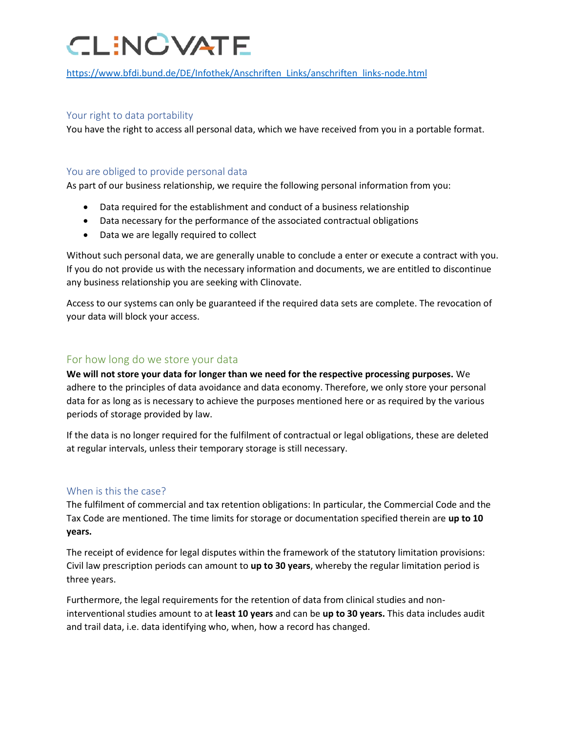https://www.bfdi.bund.de/DE/Infothek/Anschriften_Links/anschriften_links-node.html

### Your right to data portability

You have the right to access all personal data, which we have received from you in a portable format.

### You are obliged to provide personal data

As part of our business relationship, we require the following personal information from you:

- Data required for the establishment and conduct of a business relationship
- Data necessary for the performance of the associated contractual obligations
- Data we are legally required to collect

Without such personal data, we are generally unable to conclude a enter or execute a contract with you. If you do not provide us with the necessary information and documents, we are entitled to discontinue any business relationship you are seeking with Clinovate.

Access to our systems can only be guaranteed if the required data sets are complete. The revocation of your data will block your access.

## For how long do we store your data

**We will not store your data for longer than we need for the respective processing purposes.** We adhere to the principles of data avoidance and data economy. Therefore, we only store your personal data for as long as is necessary to achieve the purposes mentioned here or as required by the various periods of storage provided by law.

If the data is no longer required for the fulfilment of contractual or legal obligations, these are deleted at regular intervals, unless their temporary storage is still necessary.

### When is this the case?

The fulfilment of commercial and tax retention obligations: In particular, the Commercial Code and the Tax Code are mentioned. The time limits for storage or documentation specified therein are **up to 10 years.**

The receipt of evidence for legal disputes within the framework of the statutory limitation provisions: Civil law prescription periods can amount to **up to 30 years**, whereby the regular limitation period is three years.

Furthermore, the legal requirements for the retention of data from clinical studies and non-interventional studies amount to at **least 10 years** and can be **up to 30 years.** This data includes audit and trail data, i.e. data identifying who, when, how a record has changed.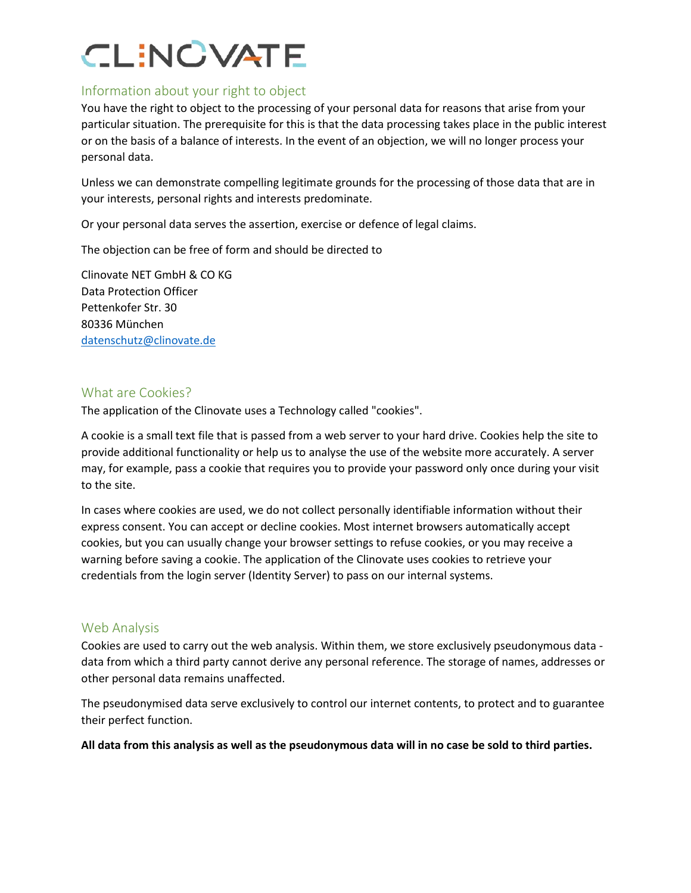## Information about your right to object

You have the right to object to the processing of your personal data for reasons that arise from your particular situation. The prerequisite for this is that the data processing takes place in the public interest or on the basis of a balance of interests. In the event of an objection, we will no longer process your personal data.

Unless we can demonstrate compelling legitimate grounds for the processing of those data that are in your interests, personal rights and interests predominate.

Or your personal data serves the assertion, exercise or defence of legal claims.

The objection can be free of form and should be directed to

Clinovate NET GmbH & CO KG
Data Protection Officer
Pettenkofer Str. 30
80336 München
datenschutz@clinovate.de

## What are Cookies?

The application of the Clinovate uses a Technology called "cookies".

A cookie is a small text file that is passed from a web server to your hard drive. Cookies help the site to provide additional functionality or help us to analyse the use of the website more accurately. A server may, for example, pass a cookie that requires you to provide your password only once during your visit to the site.

In cases where cookies are used, we do not collect personally identifiable information without their express consent. You can accept or decline cookies. Most internet browsers automatically accept cookies, but you can usually change your browser settings to refuse cookies, or you may receive a warning before saving a cookie. The application of the Clinovate uses cookies to retrieve your credentials from the login server (Identity Server) to pass on our internal systems.

## Web Analysis

Cookies are used to carry out the web analysis. Within them, we store exclusively pseudonymous data - data from which a third party cannot derive any personal reference. The storage of names, addresses or other personal data remains unaffected.

The pseudonymised data serve exclusively to control our internet contents, to protect and to guarantee their perfect function.

**All data from this analysis as well as the pseudonymous data will in no case be sold to third parties.**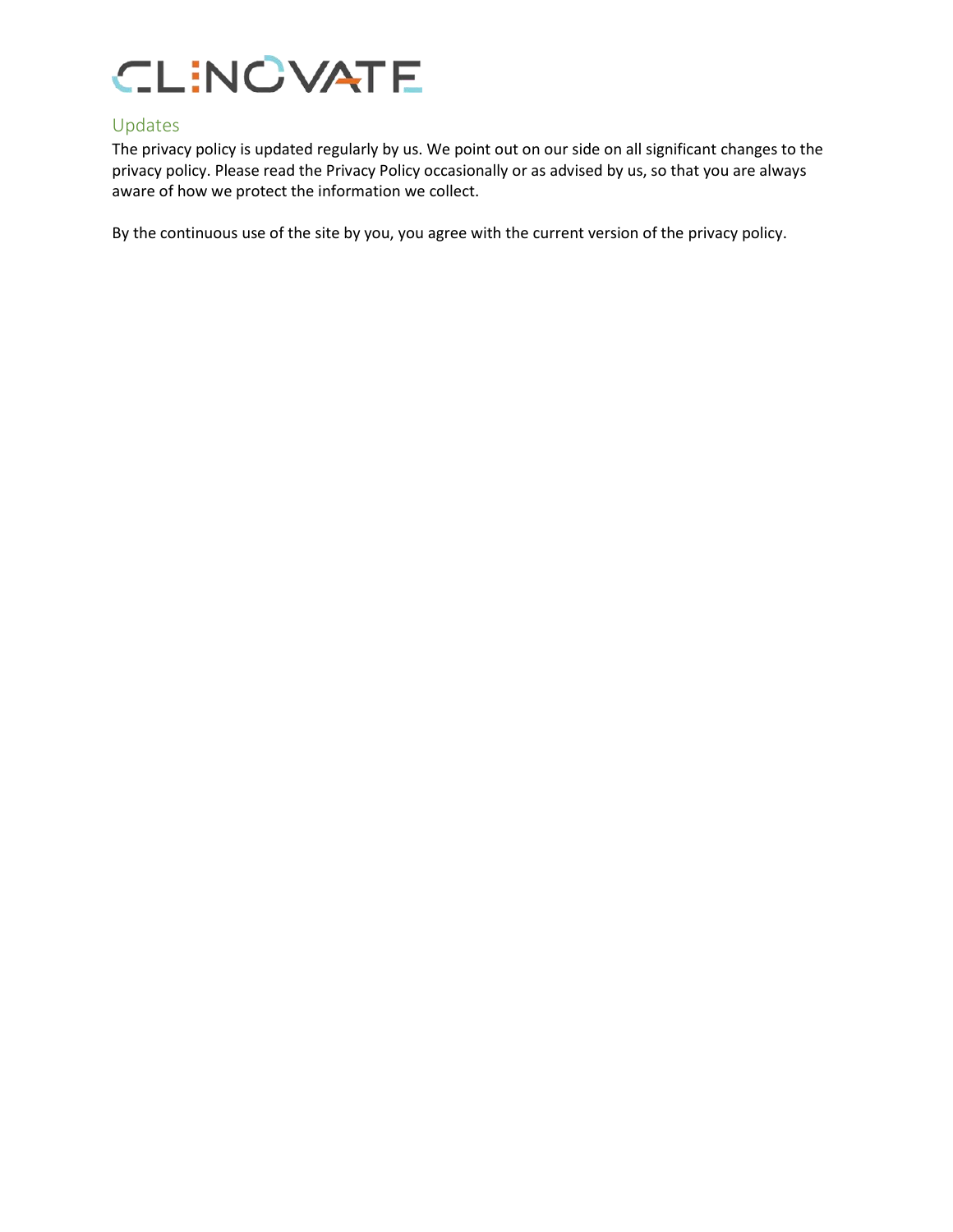## Updates

The privacy policy is updated regularly by us. We point out on our side on all significant changes to the privacy policy. Please read the Privacy Policy occasionally or as advised by us, so that you are always aware of how we protect the information we collect.

By the continuous use of the site by you, you agree with the current version of the privacy policy.